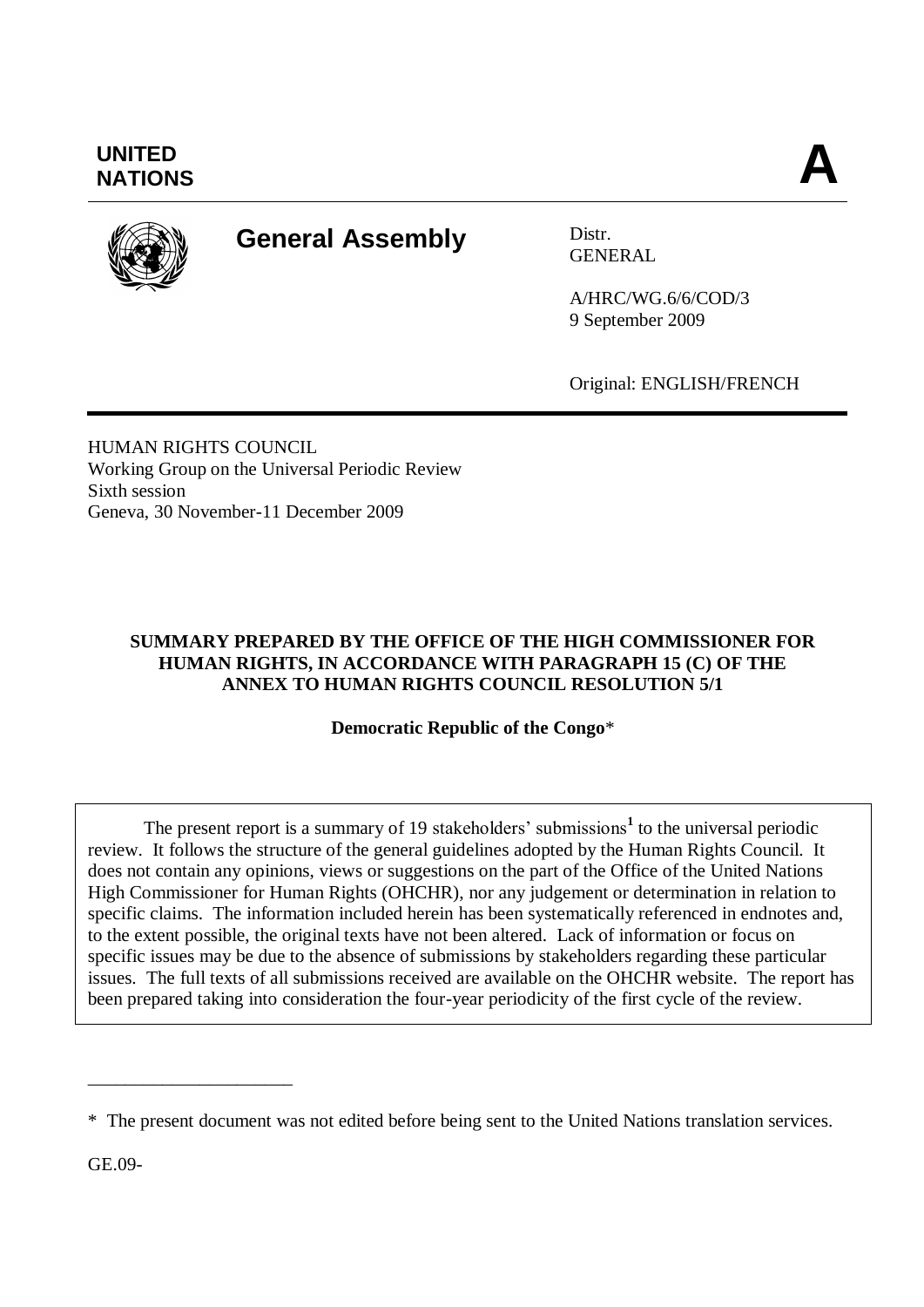**UNITED NATIONS** **A**

# General Assembly

Distr.
GENERAL

A/HRC/WG.6/6/COD/3
9 September 2009

Original: ENGLISH/FRENCH

HUMAN RIGHTS COUNCIL
Working Group on the Universal Periodic Review
Sixth session
Geneva, 30 November-11 December 2009

## SUMMARY PREPARED BY THE OFFICE OF THE HIGH COMMISSIONER FOR HUMAN RIGHTS, IN ACCORDANCE WITH PARAGRAPH 15 (C) OF THE ANNEX TO HUMAN RIGHTS COUNCIL RESOLUTION 5/1

**Democratic Republic of the Congo***

The present report is a summary of 19 stakeholders' submissions[1] to the universal periodic review. It follows the structure of the general guidelines adopted by the Human Rights Council. It does not contain any opinions, views or suggestions on the part of the Office of the United Nations High Commissioner for Human Rights (OHCHR), nor any judgement or determination in relation to specific claims. The information included herein has been systematically referenced in endnotes and, to the extent possible, the original texts have not been altered. Lack of information or focus on specific issues may be due to the absence of submissions by stakeholders regarding these particular issues. The full texts of all submissions received are available on the OHCHR website. The report has been prepared taking into consideration the four-year periodicity of the first cycle of the review.

---

\* The present document was not edited before being sent to the United Nations translation services.

GE.09-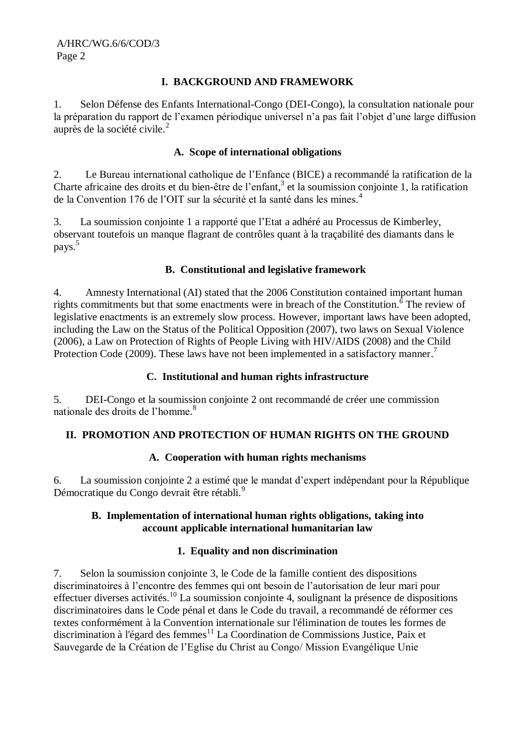## I. BACKGROUND AND FRAMEWORK

1. Selon Défense des Enfants International-Congo (DEI-Congo), la consultation nationale pour la préparation du rapport de l'examen périodique universel n'a pas fait l'objet d'une large diffusion auprès de la société civile.[2]

### A. Scope of international obligations

2. Le Bureau international catholique de l'Enfance (BICE) a recommandé la ratification de la Charte africaine des droits et du bien-être de l'enfant,[3] et la soumission conjointe 1, la ratification de la Convention 176 de l'OIT sur la sécurité et la santé dans les mines.[4]

3. La soumission conjointe 1 a rapporté que l'Etat a adhéré au Processus de Kimberley, observant toutefois un manque flagrant de contrôles quant à la traçabilité des diamants dans le pays.[5]

### B. Constitutional and legislative framework

4. Amnesty International (AI) stated that the 2006 Constitution contained important human rights commitments but that some enactments were in breach of the Constitution.[6] The review of legislative enactments is an extremely slow process. However, important laws have been adopted, including the Law on the Status of the Political Opposition (2007), two laws on Sexual Violence (2006), a Law on Protection of Rights of People Living with HIV/AIDS (2008) and the Child Protection Code (2009). These laws have not been implemented in a satisfactory manner.[7]

### C. Institutional and human rights infrastructure

5. DEI-Congo et la soumission conjointe 2 ont recommandé de créer une commission nationale des droits de l'homme.[8]

## II. PROMOTION AND PROTECTION OF HUMAN RIGHTS ON THE GROUND

### A. Cooperation with human rights mechanisms

6. La soumission conjointe 2 a estimé que le mandat d'expert indépendant pour la République Démocratique du Congo devrait être rétabli.[9]

### B. Implementation of international human rights obligations, taking into account applicable international humanitarian law

#### 1. Equality and non discrimination

7. Selon la soumission conjointe 3, le Code de la famille contient des dispositions discriminatoires à l'encontre des femmes qui ont besoin de l'autorisation de leur mari pour effectuer diverses activités.[10] La soumission conjointe 4, soulignant la présence de dispositions discriminatoires dans le Code pénal et dans le Code du travail, a recommandé de réformer ces textes conformément à la Convention internationale sur l'élimination de toutes les formes de discrimination à l'égard des femmes[11] La Coordination de Commissions Justice, Paix et Sauvegarde de la Création de l'Eglise du Christ au Congo/ Mission Evangélique Unie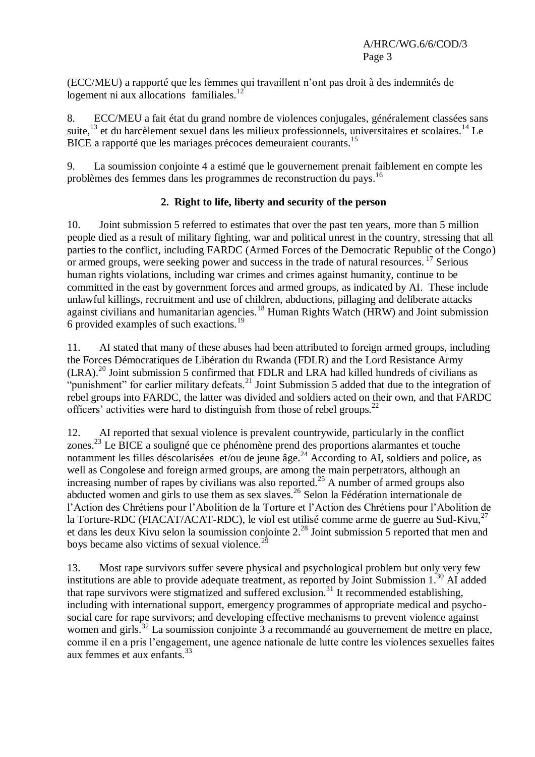(ECC/MEU) a rapporté que les femmes qui travaillent n'ont pas droit à des indemnités de logement ni aux allocations familiales.[12]

8. ECC/MEU a fait état du grand nombre de violences conjugales, généralement classées sans suite,[13] et du harcèlement sexuel dans les milieux professionnels, universitaires et scolaires.[14] Le BICE a rapporté que les mariages précoces demeuraient courants.[15]

9. La soumission conjointe 4 a estimé que le gouvernement prenait faiblement en compte les problèmes des femmes dans les programmes de reconstruction du pays.[16]

### 2. Right to life, liberty and security of the person

10. Joint submission 5 referred to estimates that over the past ten years, more than 5 million people died as a result of military fighting, war and political unrest in the country, stressing that all parties to the conflict, including FARDC (Armed Forces of the Democratic Republic of the Congo) or armed groups, were seeking power and success in the trade of natural resources.[17] Serious human rights violations, including war crimes and crimes against humanity, continue to be committed in the east by government forces and armed groups, as indicated by AI. These include unlawful killings, recruitment and use of children, abductions, pillaging and deliberate attacks against civilians and humanitarian agencies.[18] Human Rights Watch (HRW) and Joint submission 6 provided examples of such exactions.[19]

11. AI stated that many of these abuses had been attributed to foreign armed groups, including the Forces Démocratiques de Libération du Rwanda (FDLR) and the Lord Resistance Army (LRA).[20] Joint submission 5 confirmed that FDLR and LRA had killed hundreds of civilians as "punishment" for earlier military defeats.[21] Joint Submission 5 added that due to the integration of rebel groups into FARDC, the latter was divided and soldiers acted on their own, and that FARDC officers' activities were hard to distinguish from those of rebel groups.[22]

12. AI reported that sexual violence is prevalent countrywide, particularly in the conflict zones.[23] Le BICE a souligné que ce phénomène prend des proportions alarmantes et touche notamment les filles déscolarisées et/ou de jeune âge.[24] According to AI, soldiers and police, as well as Congolese and foreign armed groups, are among the main perpetrators, although an increasing number of rapes by civilians was also reported.[25] A number of armed groups also abducted women and girls to use them as sex slaves.[26] Selon la Fédération internationale de l'Action des Chrétiens pour l'Abolition de la Torture et l'Action des Chrétiens pour l'Abolition de la Torture-RDC (FIACAT/ACAT-RDC), le viol est utilisé comme arme de guerre au Sud-Kivu,[27] et dans les deux Kivu selon la soumission conjointe 2.[28] Joint submission 5 reported that men and boys became also victims of sexual violence.[29]

13. Most rape survivors suffer severe physical and psychological problem but only very few institutions are able to provide adequate treatment, as reported by Joint Submission 1.[30] AI added that rape survivors were stigmatized and suffered exclusion.[31] It recommended establishing, including with international support, emergency programmes of appropriate medical and psycho-social care for rape survivors; and developing effective mechanisms to prevent violence against women and girls.[32] La soumission conjointe 3 a recommandé au gouvernement de mettre en place, comme il en a pris l'engagement, une agence nationale de lutte contre les violences sexuelles faites aux femmes et aux enfants.[33]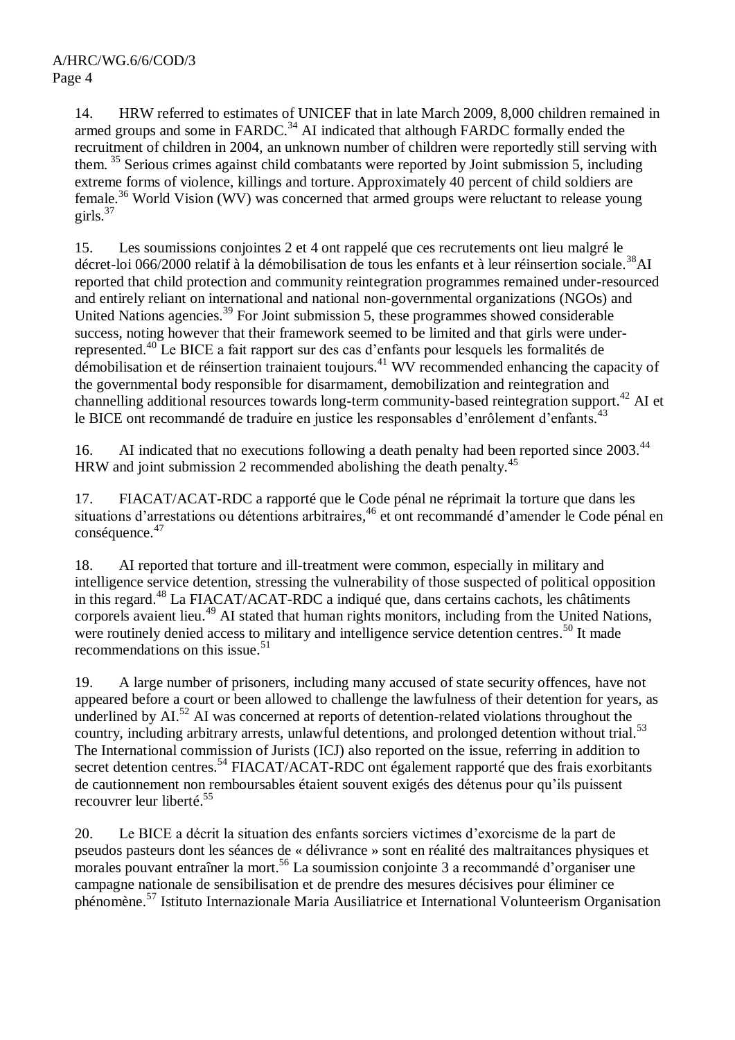14. HRW referred to estimates of UNICEF that in late March 2009, 8,000 children remained in armed groups and some in FARDC.[34] AI indicated that although FARDC formally ended the recruitment of children in 2004, an unknown number of children were reportedly still serving with them.[35] Serious crimes against child combatants were reported by Joint submission 5, including extreme forms of violence, killings and torture. Approximately 40 percent of child soldiers are female.[36] World Vision (WV) was concerned that armed groups were reluctant to release young girls.[37]

15. Les soumissions conjointes 2 et 4 ont rappelé que ces recrutements ont lieu malgré le décret-loi 066/2000 relatif à la démobilisation de tous les enfants et à leur réinsertion sociale.[38] AI reported that child protection and community reintegration programmes remained under-resourced and entirely reliant on international and national non-governmental organizations (NGOs) and United Nations agencies.[39] For Joint submission 5, these programmes showed considerable success, noting however that their framework seemed to be limited and that girls were under-represented.[40] Le BICE a fait rapport sur des cas d'enfants pour lesquels les formalités de démobilisation et de réinsertion trainaient toujours.[41] WV recommended enhancing the capacity of the governmental body responsible for disarmament, demobilization and reintegration and channelling additional resources towards long-term community-based reintegration support.[42] AI et le BICE ont recommandé de traduire en justice les responsables d'enrôlement d'enfants.[43]

16. AI indicated that no executions following a death penalty had been reported since 2003.[44] HRW and joint submission 2 recommended abolishing the death penalty.[45]

17. FIACAT/ACAT-RDC a rapporté que le Code pénal ne réprimait la torture que dans les situations d'arrestations ou détentions arbitraires,[46] et ont recommandé d'amender le Code pénal en conséquence.[47]

18. AI reported that torture and ill-treatment were common, especially in military and intelligence service detention, stressing the vulnerability of those suspected of political opposition in this regard.[48] La FIACAT/ACAT-RDC a indiqué que, dans certains cachots, les châtiments corporels avaient lieu.[49] AI stated that human rights monitors, including from the United Nations, were routinely denied access to military and intelligence service detention centres.[50] It made recommendations on this issue.[51]

19. A large number of prisoners, including many accused of state security offences, have not appeared before a court or been allowed to challenge the lawfulness of their detention for years, as underlined by AI.[52] AI was concerned at reports of detention-related violations throughout the country, including arbitrary arrests, unlawful detentions, and prolonged detention without trial.[53] The International commission of Jurists (ICJ) also reported on the issue, referring in addition to secret detention centres.[54] FIACAT/ACAT-RDC ont également rapporté que des frais exorbitants de cautionnement non remboursables étaient souvent exigés des détenus pour qu'ils puissent recouvrer leur liberté.[55]

20. Le BICE a décrit la situation des enfants sorciers victimes d'exorcisme de la part de pseudos pasteurs dont les séances de « délivrance » sont en réalité des maltraitances physiques et morales pouvant entraîner la mort.[56] La soumission conjointe 3 a recommandé d'organiser une campagne nationale de sensibilisation et de prendre des mesures décisives pour éliminer ce phénomène.[57] Istituto Internazionale Maria Ausiliatrice et International Volunteerism Organisation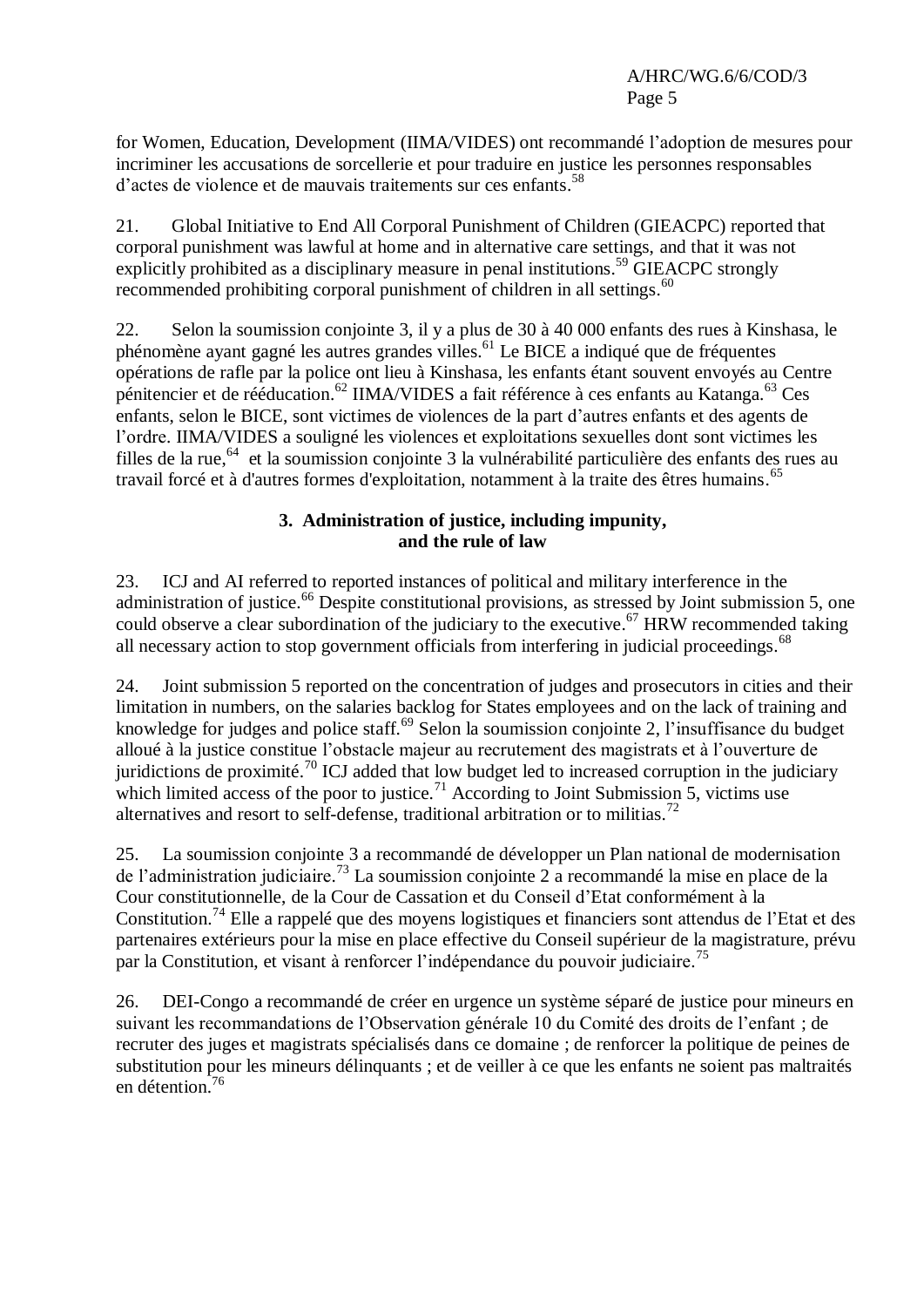for Women, Education, Development (IIMA/VIDES) ont recommandé l'adoption de mesures pour incriminer les accusations de sorcellerie et pour traduire en justice les personnes responsables d'actes de violence et de mauvais traitements sur ces enfants.[58]

21. Global Initiative to End All Corporal Punishment of Children (GIEACPC) reported that corporal punishment was lawful at home and in alternative care settings, and that it was not explicitly prohibited as a disciplinary measure in penal institutions.[59] GIEACPC strongly recommended prohibiting corporal punishment of children in all settings.[60]

22. Selon la soumission conjointe 3, il y a plus de 30 à 40 000 enfants des rues à Kinshasa, le phénomène ayant gagné les autres grandes villes.[61] Le BICE a indiqué que de fréquentes opérations de rafle par la police ont lieu à Kinshasa, les enfants étant souvent envoyés au Centre pénitencier et de rééducation.[62] IIMA/VIDES a fait référence à ces enfants au Katanga.[63] Ces enfants, selon le BICE, sont victimes de violences de la part d'autres enfants et des agents de l'ordre. IIMA/VIDES a souligné les violences et exploitations sexuelles dont sont victimes les filles de la rue,[64] et la soumission conjointe 3 la vulnérabilité particulière des enfants des rues au travail forcé et à d'autres formes d'exploitation, notamment à la traite des êtres humains.[65]

### 3. Administration of justice, including impunity, and the rule of law

23. ICJ and AI referred to reported instances of political and military interference in the administration of justice.[66] Despite constitutional provisions, as stressed by Joint submission 5, one could observe a clear subordination of the judiciary to the executive.[67] HRW recommended taking all necessary action to stop government officials from interfering in judicial proceedings.[68]

24. Joint submission 5 reported on the concentration of judges and prosecutors in cities and their limitation in numbers, on the salaries backlog for States employees and on the lack of training and knowledge for judges and police staff.[69] Selon la soumission conjointe 2, l'insuffisance du budget alloué à la justice constitue l'obstacle majeur au recrutement des magistrats et à l'ouverture de juridictions de proximité.[70] ICJ added that low budget led to increased corruption in the judiciary which limited access of the poor to justice.[71] According to Joint Submission 5, victims use alternatives and resort to self-defense, traditional arbitration or to militias.[72]

25. La soumission conjointe 3 a recommandé de développer un Plan national de modernisation de l'administration judiciaire.[73] La soumission conjointe 2 a recommandé la mise en place de la Cour constitutionnelle, de la Cour de Cassation et du Conseil d'Etat conformément à la Constitution.[74] Elle a rappelé que des moyens logistiques et financiers sont attendus de l'Etat et des partenaires extérieurs pour la mise en place effective du Conseil supérieur de la magistrature, prévu par la Constitution, et visant à renforcer l'indépendance du pouvoir judiciaire.[75]

26. DEI-Congo a recommandé de créer en urgence un système séparé de justice pour mineurs en suivant les recommandations de l'Observation générale 10 du Comité des droits de l'enfant ; de recruter des juges et magistrats spécialisés dans ce domaine ; de renforcer la politique de peines de substitution pour les mineurs délinquants ; et de veiller à ce que les enfants ne soient pas maltraités en détention.[76]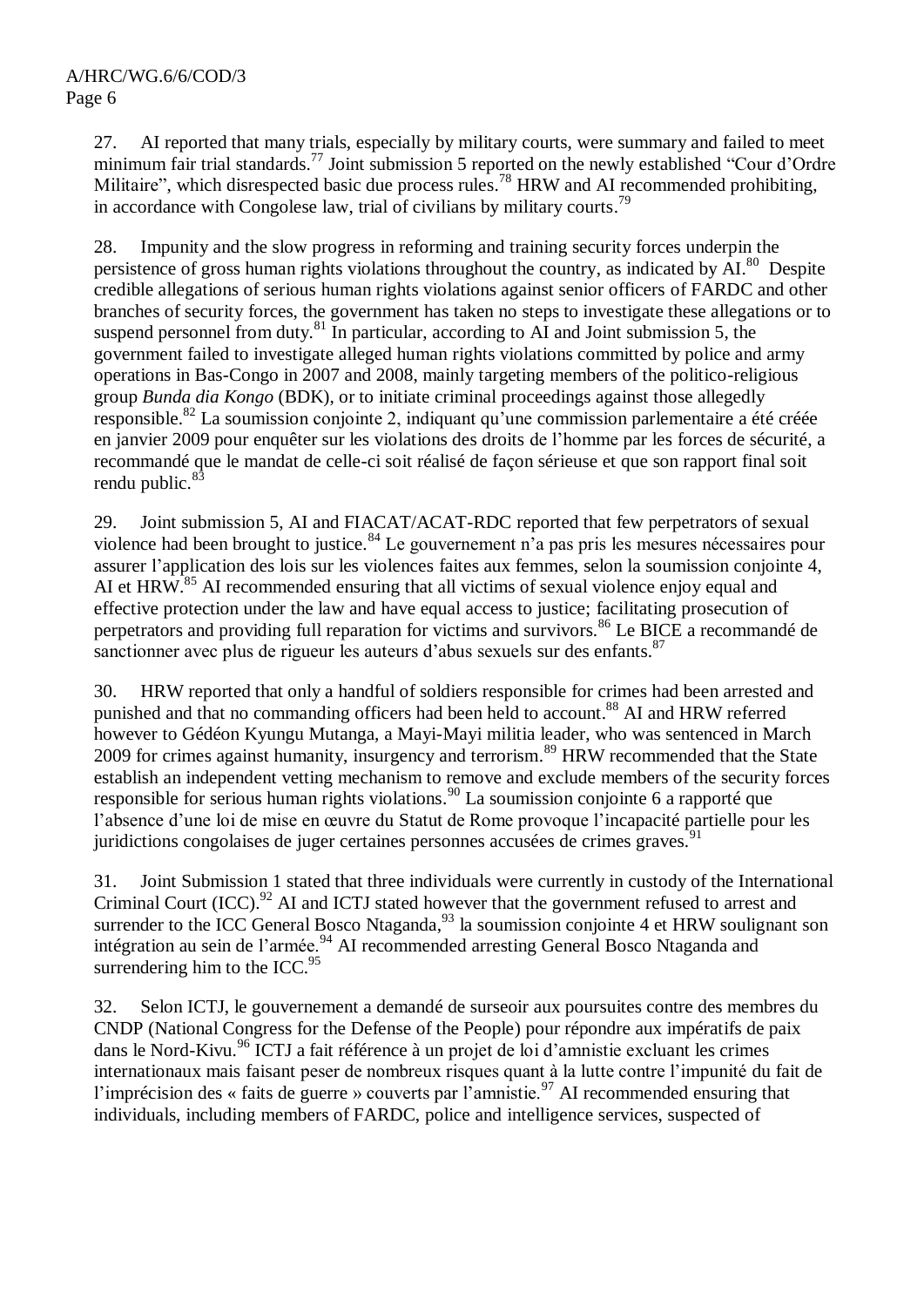27. AI reported that many trials, especially by military courts, were summary and failed to meet minimum fair trial standards.[77] Joint submission 5 reported on the newly established "Cour d'Ordre Militaire", which disrespected basic due process rules.[78] HRW and AI recommended prohibiting, in accordance with Congolese law, trial of civilians by military courts.[79]

28. Impunity and the slow progress in reforming and training security forces underpin the persistence of gross human rights violations throughout the country, as indicated by AI.[80] Despite credible allegations of serious human rights violations against senior officers of FARDC and other branches of security forces, the government has taken no steps to investigate these allegations or to suspend personnel from duty.[81] In particular, according to AI and Joint submission 5, the government failed to investigate alleged human rights violations committed by police and army operations in Bas-Congo in 2007 and 2008, mainly targeting members of the politico-religious group *Bunda dia Kongo* (BDK), or to initiate criminal proceedings against those allegedly responsible.[82] La soumission conjointe 2, indiquant qu'une commission parlementaire a été créée en janvier 2009 pour enquêter sur les violations des droits de l'homme par les forces de sécurité, a recommandé que le mandat de celle-ci soit réalisé de façon sérieuse et que son rapport final soit rendu public.[83]

29. Joint submission 5, AI and FIACAT/ACAT-RDC reported that few perpetrators of sexual violence had been brought to justice.[84] Le gouvernement n'a pas pris les mesures nécessaires pour assurer l'application des lois sur les violences faites aux femmes, selon la soumission conjointe 4, AI et HRW.[85] AI recommended ensuring that all victims of sexual violence enjoy equal and effective protection under the law and have equal access to justice; facilitating prosecution of perpetrators and providing full reparation for victims and survivors.[86] Le BICE a recommandé de sanctionner avec plus de rigueur les auteurs d'abus sexuels sur des enfants.[87]

30. HRW reported that only a handful of soldiers responsible for crimes had been arrested and punished and that no commanding officers had been held to account.[88] AI and HRW referred however to Gédéon Kyungu Mutanga, a Mayi-Mayi militia leader, who was sentenced in March 2009 for crimes against humanity, insurgency and terrorism.[89] HRW recommended that the State establish an independent vetting mechanism to remove and exclude members of the security forces responsible for serious human rights violations.[90] La soumission conjointe 6 a rapporté que l'absence d'une loi de mise en œuvre du Statut de Rome provoque l'incapacité partielle pour les juridictions congolaises de juger certaines personnes accusées de crimes graves.[91]

31. Joint Submission 1 stated that three individuals were currently in custody of the International Criminal Court (ICC).[92] AI and ICTJ stated however that the government refused to arrest and surrender to the ICC General Bosco Ntaganda,[93] la soumission conjointe 4 et HRW soulignant son intégration au sein de l'armée.[94] AI recommended arresting General Bosco Ntaganda and surrendering him to the ICC.[95]

32. Selon ICTJ, le gouvernement a demandé de surseoir aux poursuites contre des membres du CNDP (National Congress for the Defense of the People) pour répondre aux impératifs de paix dans le Nord-Kivu.[96] ICTJ a fait référence à un projet de loi d'amnistie excluant les crimes internationaux mais faisant peser de nombreux risques quant à la lutte contre l'impunité du fait de l'imprécision des « faits de guerre » couverts par l'amnistie.[97] AI recommended ensuring that individuals, including members of FARDC, police and intelligence services, suspected of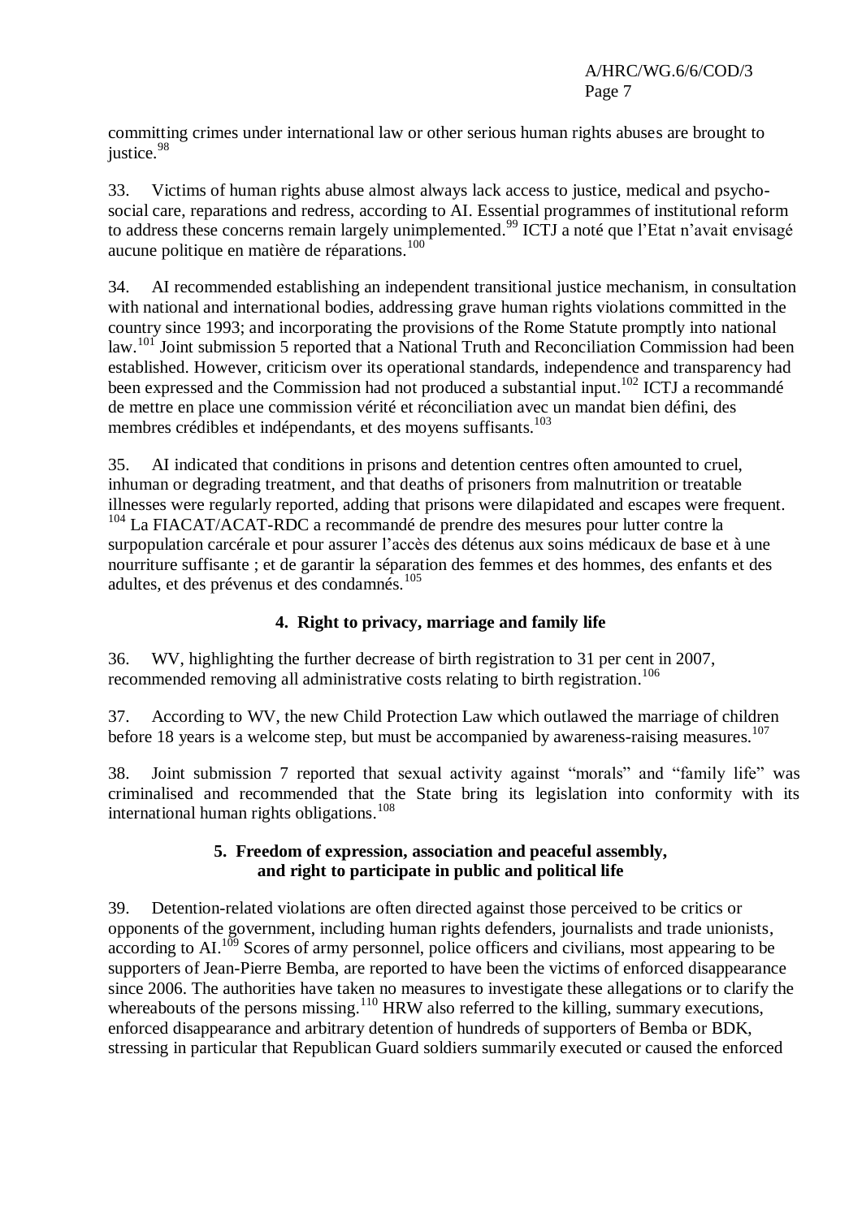committing crimes under international law or other serious human rights abuses are brought to justice.[98]

33. Victims of human rights abuse almost always lack access to justice, medical and psycho-social care, reparations and redress, according to AI. Essential programmes of institutional reform to address these concerns remain largely unimplemented.[99] ICTJ a noté que l'Etat n'avait envisagé aucune politique en matière de réparations.[100]

34. AI recommended establishing an independent transitional justice mechanism, in consultation with national and international bodies, addressing grave human rights violations committed in the country since 1993; and incorporating the provisions of the Rome Statute promptly into national law.[101] Joint submission 5 reported that a National Truth and Reconciliation Commission had been established. However, criticism over its operational standards, independence and transparency had been expressed and the Commission had not produced a substantial input.[102] ICTJ a recommandé de mettre en place une commission vérité et réconciliation avec un mandat bien défini, des membres crédibles et indépendants, et des moyens suffisants.[103]

35. AI indicated that conditions in prisons and detention centres often amounted to cruel, inhuman or degrading treatment, and that deaths of prisoners from malnutrition or treatable illnesses were regularly reported, adding that prisons were dilapidated and escapes were frequent.[104] La FIACAT/ACAT-RDC a recommandé de prendre des mesures pour lutter contre la surpopulation carcérale et pour assurer l'accès des détenus aux soins médicaux de base et à une nourriture suffisante ; et de garantir la séparation des femmes et des hommes, des enfants et des adultes, et des prévenus et des condamnés.[105]

### 4. Right to privacy, marriage and family life

36. WV, highlighting the further decrease of birth registration to 31 per cent in 2007, recommended removing all administrative costs relating to birth registration.[106]

37. According to WV, the new Child Protection Law which outlawed the marriage of children before 18 years is a welcome step, but must be accompanied by awareness-raising measures.[107]

38. Joint submission 7 reported that sexual activity against "morals" and "family life" was criminalised and recommended that the State bring its legislation into conformity with its international human rights obligations.[108]

### 5. Freedom of expression, association and peaceful assembly, and right to participate in public and political life

39. Detention-related violations are often directed against those perceived to be critics or opponents of the government, including human rights defenders, journalists and trade unionists, according to AI.[109] Scores of army personnel, police officers and civilians, most appearing to be supporters of Jean-Pierre Bemba, are reported to have been the victims of enforced disappearance since 2006. The authorities have taken no measures to investigate these allegations or to clarify the whereabouts of the persons missing.[110] HRW also referred to the killing, summary executions, enforced disappearance and arbitrary detention of hundreds of supporters of Bemba or BDK, stressing in particular that Republican Guard soldiers summarily executed or caused the enforced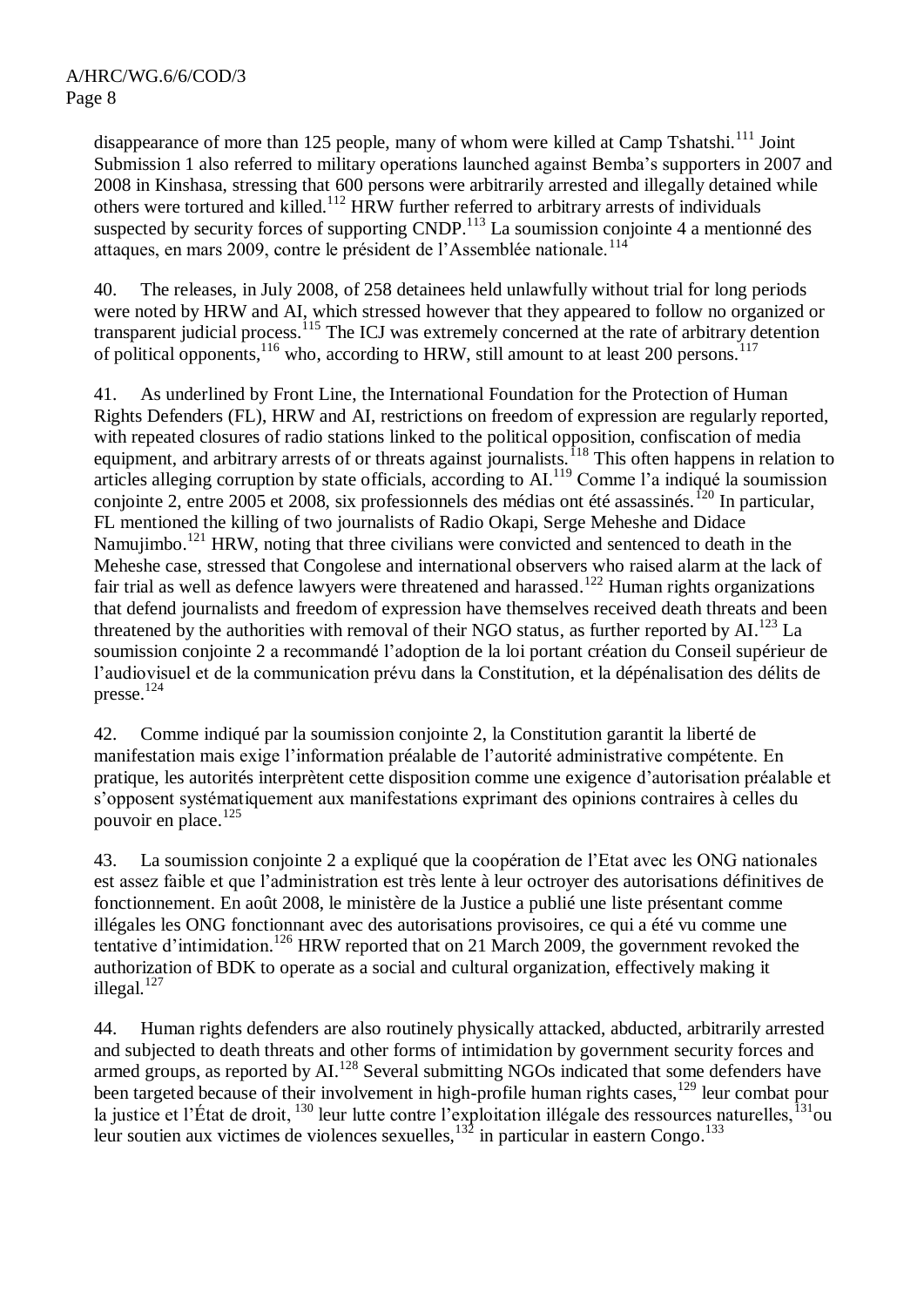disappearance of more than 125 people, many of whom were killed at Camp Tshatshi.[111] Joint Submission 1 also referred to military operations launched against Bemba's supporters in 2007 and 2008 in Kinshasa, stressing that 600 persons were arbitrarily arrested and illegally detained while others were tortured and killed.[112] HRW further referred to arbitrary arrests of individuals suspected by security forces of supporting CNDP.[113] La soumission conjointe 4 a mentionné des attaques, en mars 2009, contre le président de l'Assemblée nationale.[114]

40. The releases, in July 2008, of 258 detainees held unlawfully without trial for long periods were noted by HRW and AI, which stressed however that they appeared to follow no organized or transparent judicial process.[115] The ICJ was extremely concerned at the rate of arbitrary detention of political opponents,[116] who, according to HRW, still amount to at least 200 persons.[117]

41. As underlined by Front Line, the International Foundation for the Protection of Human Rights Defenders (FL), HRW and AI, restrictions on freedom of expression are regularly reported, with repeated closures of radio stations linked to the political opposition, confiscation of media equipment, and arbitrary arrests of or threats against journalists.[118] This often happens in relation to articles alleging corruption by state officials, according to AI.[119] Comme l'a indiqué la soumission conjointe 2, entre 2005 et 2008, six professionnels des médias ont été assassinés.[120] In particular, FL mentioned the killing of two journalists of Radio Okapi, Serge Meheshe and Didace Namujimbo.[121] HRW, noting that three civilians were convicted and sentenced to death in the Meheshe case, stressed that Congolese and international observers who raised alarm at the lack of fair trial as well as defence lawyers were threatened and harassed.[122] Human rights organizations that defend journalists and freedom of expression have themselves received death threats and been threatened by the authorities with removal of their NGO status, as further reported by AI.[123] La soumission conjointe 2 a recommandé l'adoption de la loi portant création du Conseil supérieur de l'audiovisuel et de la communication prévu dans la Constitution, et la dépénalisation des délits de presse.[124]

42. Comme indiqué par la soumission conjointe 2, la Constitution garantit la liberté de manifestation mais exige l'information préalable de l'autorité administrative compétente. En pratique, les autorités interprètent cette disposition comme une exigence d'autorisation préalable et s'opposent systématiquement aux manifestations exprimant des opinions contraires à celles du pouvoir en place.[125]

43. La soumission conjointe 2 a expliqué que la coopération de l'Etat avec les ONG nationales est assez faible et que l'administration est très lente à leur octroyer des autorisations définitives de fonctionnement. En août 2008, le ministère de la Justice a publié une liste présentant comme illégales les ONG fonctionnant avec des autorisations provisoires, ce qui a été vu comme une tentative d'intimidation.[126] HRW reported that on 21 March 2009, the government revoked the authorization of BDK to operate as a social and cultural organization, effectively making it illegal.[127]

44. Human rights defenders are also routinely physically attacked, abducted, arbitrarily arrested and subjected to death threats and other forms of intimidation by government security forces and armed groups, as reported by AI.[128] Several submitting NGOs indicated that some defenders have been targeted because of their involvement in high-profile human rights cases,[129] leur combat pour la justice et l'État de droit, [130] leur lutte contre l'exploitation illégale des ressources naturelles,[131] ou leur soutien aux victimes de violences sexuelles,[132] in particular in eastern Congo.[133]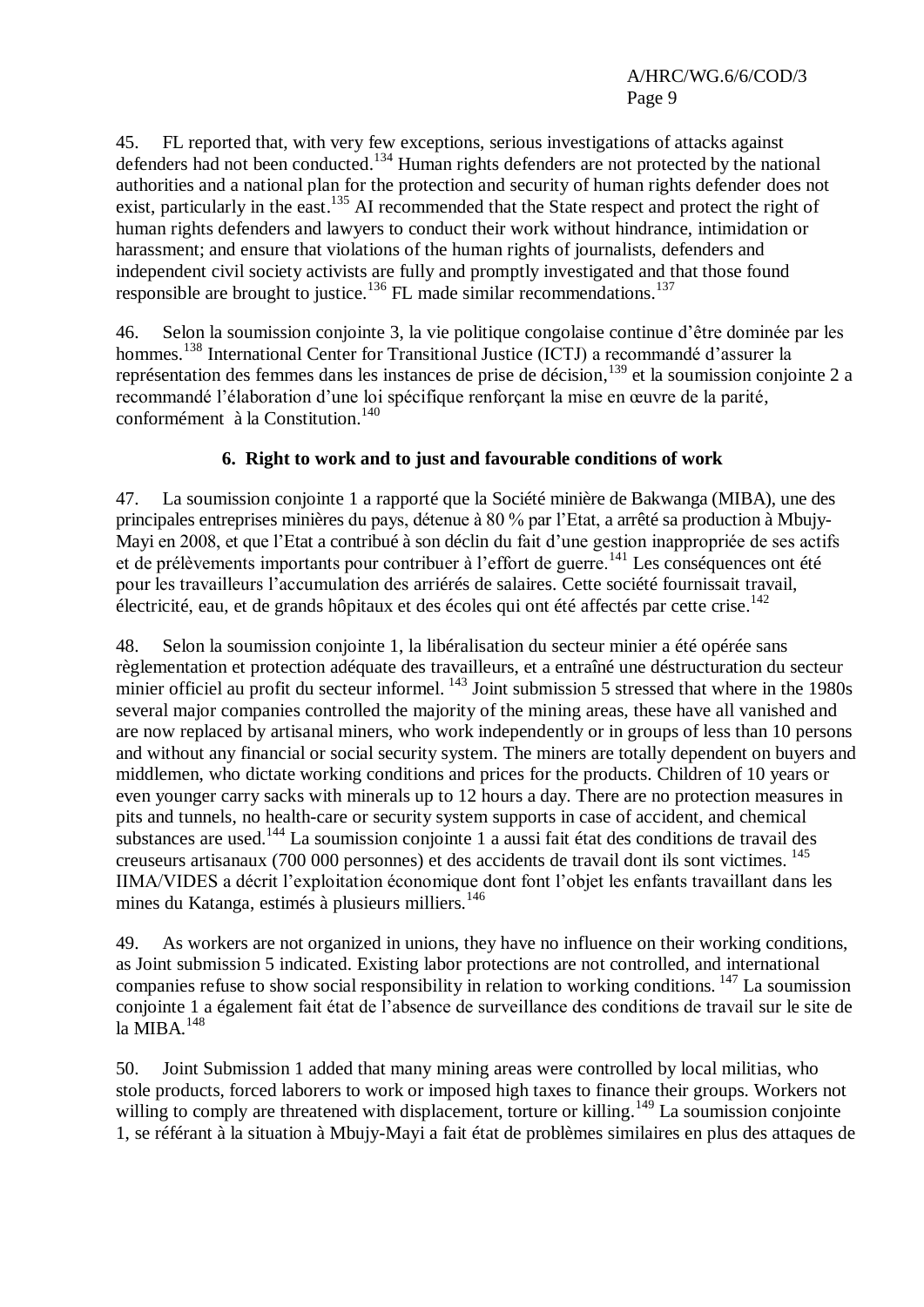45. FL reported that, with very few exceptions, serious investigations of attacks against defenders had not been conducted.[134] Human rights defenders are not protected by the national authorities and a national plan for the protection and security of human rights defender does not exist, particularly in the east.[135] AI recommended that the State respect and protect the right of human rights defenders and lawyers to conduct their work without hindrance, intimidation or harassment; and ensure that violations of the human rights of journalists, defenders and independent civil society activists are fully and promptly investigated and that those found responsible are brought to justice.[136] FL made similar recommendations.[137]

46. Selon la soumission conjointe 3, la vie politique congolaise continue d'être dominée par les hommes.[138] International Center for Transitional Justice (ICTJ) a recommandé d'assurer la représentation des femmes dans les instances de prise de décision,[139] et la soumission conjointe 2 a recommandé l'élaboration d'une loi spécifique renforçant la mise en œuvre de la parité, conformément à la Constitution.[140]

### 6. Right to work and to just and favourable conditions of work

47. La soumission conjointe 1 a rapporté que la Société minière de Bakwanga (MIBA), une des principales entreprises minières du pays, détenue à 80 % par l'Etat, a arrêté sa production à Mbujy-Mayi en 2008, et que l'Etat a contribué à son déclin du fait d'une gestion inappropriée de ses actifs et de prélèvements importants pour contribuer à l'effort de guerre.[141] Les conséquences ont été pour les travailleurs l'accumulation des arriérés de salaires. Cette société fournissait travail, électricité, eau, et de grands hôpitaux et des écoles qui ont été affectés par cette crise.[142]

48. Selon la soumission conjointe 1, la libéralisation du secteur minier a été opérée sans règlementation et protection adéquate des travailleurs, et a entraîné une déstructuration du secteur minier officiel au profit du secteur informel. [143] Joint submission 5 stressed that where in the 1980s several major companies controlled the majority of the mining areas, these have all vanished and are now replaced by artisanal miners, who work independently or in groups of less than 10 persons and without any financial or social security system. The miners are totally dependent on buyers and middlemen, who dictate working conditions and prices for the products. Children of 10 years or even younger carry sacks with minerals up to 12 hours a day. There are no protection measures in pits and tunnels, no health-care or security system supports in case of accident, and chemical substances are used.[144] La soumission conjointe 1 a aussi fait état des conditions de travail des creuseurs artisanaux (700 000 personnes) et des accidents de travail dont ils sont victimes. [145] IIMA/VIDES a décrit l'exploitation économique dont font l'objet les enfants travaillant dans les mines du Katanga, estimés à plusieurs milliers.[146]

49. As workers are not organized in unions, they have no influence on their working conditions, as Joint submission 5 indicated. Existing labor protections are not controlled, and international companies refuse to show social responsibility in relation to working conditions. [147] La soumission conjointe 1 a également fait état de l'absence de surveillance des conditions de travail sur le site de la MIBA.[148]

50. Joint Submission 1 added that many mining areas were controlled by local militias, who stole products, forced laborers to work or imposed high taxes to finance their groups. Workers not willing to comply are threatened with displacement, torture or killing.[149] La soumission conjointe 1, se référant à la situation à Mbujy-Mayi a fait état de problèmes similaires en plus des attaques de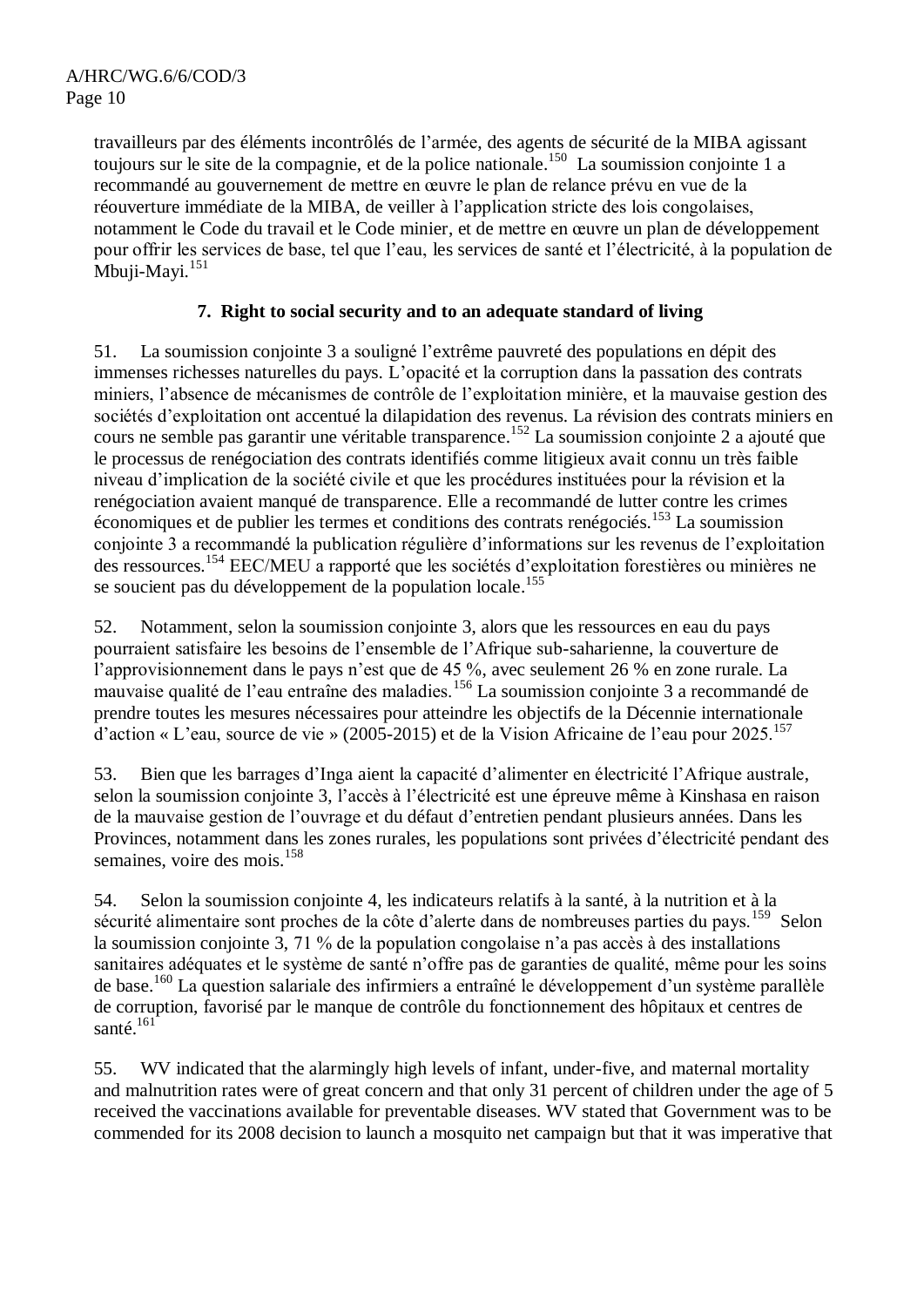travailleurs par des éléments incontrôlés de l'armée, des agents de sécurité de la MIBA agissant toujours sur le site de la compagnie, et de la police nationale.[150] La soumission conjointe 1 a recommandé au gouvernement de mettre en œuvre le plan de relance prévu en vue de la réouverture immédiate de la MIBA, de veiller à l'application stricte des lois congolaises, notamment le Code du travail et le Code minier, et de mettre en œuvre un plan de développement pour offrir les services de base, tel que l'eau, les services de santé et l'électricité, à la population de Mbuji-Mayi.[151]

### 7. Right to social security and to an adequate standard of living

51. La soumission conjointe 3 a souligné l'extrême pauvreté des populations en dépit des immenses richesses naturelles du pays. L'opacité et la corruption dans la passation des contrats miniers, l'absence de mécanismes de contrôle de l'exploitation minière, et la mauvaise gestion des sociétés d'exploitation ont accentué la dilapidation des revenus. La révision des contrats miniers en cours ne semble pas garantir une véritable transparence.[152] La soumission conjointe 2 a ajouté que le processus de renégociation des contrats identifiés comme litigieux avait connu un très faible niveau d'implication de la société civile et que les procédures instituées pour la révision et la renégociation avaient manqué de transparence. Elle a recommandé de lutter contre les crimes économiques et de publier les termes et conditions des contrats renégociés.[153] La soumission conjointe 3 a recommandé la publication régulière d'informations sur les revenus de l'exploitation des ressources.[154] EEC/MEU a rapporté que les sociétés d'exploitation forestières ou minières ne se soucient pas du développement de la population locale.[155]

52. Notamment, selon la soumission conjointe 3, alors que les ressources en eau du pays pourraient satisfaire les besoins de l'ensemble de l'Afrique sub-saharienne, la couverture de l'approvisionnement dans le pays n'est que de 45 %, avec seulement 26 % en zone rurale. La mauvaise qualité de l'eau entraîne des maladies.[156] La soumission conjointe 3 a recommandé de prendre toutes les mesures nécessaires pour atteindre les objectifs de la Décennie internationale d'action « L'eau, source de vie » (2005-2015) et de la Vision Africaine de l'eau pour 2025.[157]

53. Bien que les barrages d'Inga aient la capacité d'alimenter en électricité l'Afrique australe, selon la soumission conjointe 3, l'accès à l'électricité est une épreuve même à Kinshasa en raison de la mauvaise gestion de l'ouvrage et du défaut d'entretien pendant plusieurs années. Dans les Provinces, notamment dans les zones rurales, les populations sont privées d'électricité pendant des semaines, voire des mois.[158]

54. Selon la soumission conjointe 4, les indicateurs relatifs à la santé, à la nutrition et à la sécurité alimentaire sont proches de la côte d'alerte dans de nombreuses parties du pays.[159] Selon la soumission conjointe 3, 71 % de la population congolaise n'a pas accès à des installations sanitaires adéquates et le système de santé n'offre pas de garanties de qualité, même pour les soins de base.[160] La question salariale des infirmiers a entraîné le développement d'un système parallèle de corruption, favorisé par le manque de contrôle du fonctionnement des hôpitaux et centres de santé.[161]

55. WV indicated that the alarmingly high levels of infant, under-five, and maternal mortality and malnutrition rates were of great concern and that only 31 percent of children under the age of 5 received the vaccinations available for preventable diseases. WV stated that Government was to be commended for its 2008 decision to launch a mosquito net campaign but that it was imperative that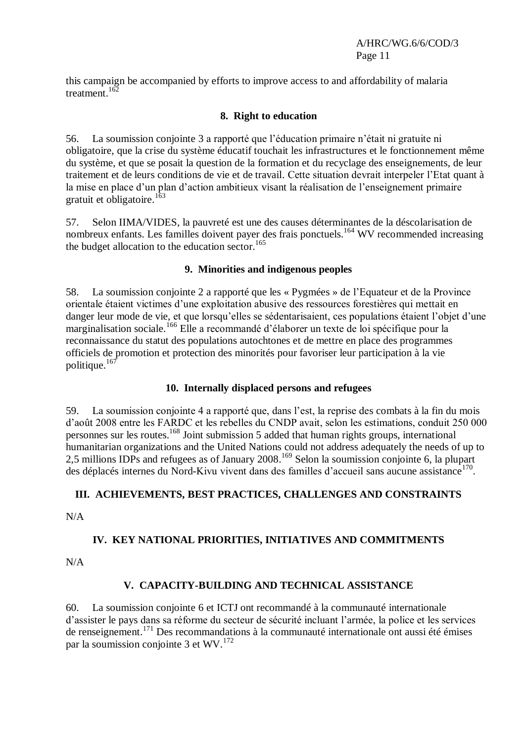this campaign be accompanied by efforts to improve access to and affordability of malaria treatment.[162]

### 8. Right to education

56. La soumission conjointe 3 a rapporté que l'éducation primaire n'était ni gratuite ni obligatoire, que la crise du système éducatif touchait les infrastructures et le fonctionnement même du système, et que se posait la question de la formation et du recyclage des enseignements, de leur traitement et de leurs conditions de vie et de travail. Cette situation devrait interpeler l'Etat quant à la mise en place d'un plan d'action ambitieux visant la réalisation de l'enseignement primaire gratuit et obligatoire.[163]

57. Selon IIMA/VIDES, la pauvreté est une des causes déterminantes de la déscolarisation de nombreux enfants. Les familles doivent payer des frais ponctuels.[164] WV recommended increasing the budget allocation to the education sector.[165]

### 9. Minorities and indigenous peoples

58. La soumission conjointe 2 a rapporté que les « Pygmées » de l'Equateur et de la Province orientale étaient victimes d'une exploitation abusive des ressources forestières qui mettait en danger leur mode de vie, et que lorsqu'elles se sédentarisaient, ces populations étaient l'objet d'une marginalisation sociale.[166] Elle a recommandé d'élaborer un texte de loi spécifique pour la reconnaissance du statut des populations autochtones et de mettre en place des programmes officiels de promotion et protection des minorités pour favoriser leur participation à la vie politique.[167]

### 10. Internally displaced persons and refugees

59. La soumission conjointe 4 a rapporté que, dans l'est, la reprise des combats à la fin du mois d'août 2008 entre les FARDC et les rebelles du CNDP avait, selon les estimations, conduit 250 000 personnes sur les routes.[168] Joint submission 5 added that human rights groups, international humanitarian organizations and the United Nations could not address adequately the needs of up to 2,5 millions IDPs and refugees as of January 2008.[169] Selon la soumission conjointe 6, la plupart des déplacés internes du Nord-Kivu vivent dans des familles d'accueil sans aucune assistance[170].

## III. ACHIEVEMENTS, BEST PRACTICES, CHALLENGES AND CONSTRAINTS

N/A

## IV. KEY NATIONAL PRIORITIES, INITIATIVES AND COMMITMENTS

N/A

## V. CAPACITY-BUILDING AND TECHNICAL ASSISTANCE

60. La soumission conjointe 6 et ICTJ ont recommandé à la communauté internationale d'assister le pays dans sa réforme du secteur de sécurité incluant l'armée, la police et les services de renseignement.[171] Des recommandations à la communauté internationale ont aussi été émises par la soumission conjointe 3 et WV.[172]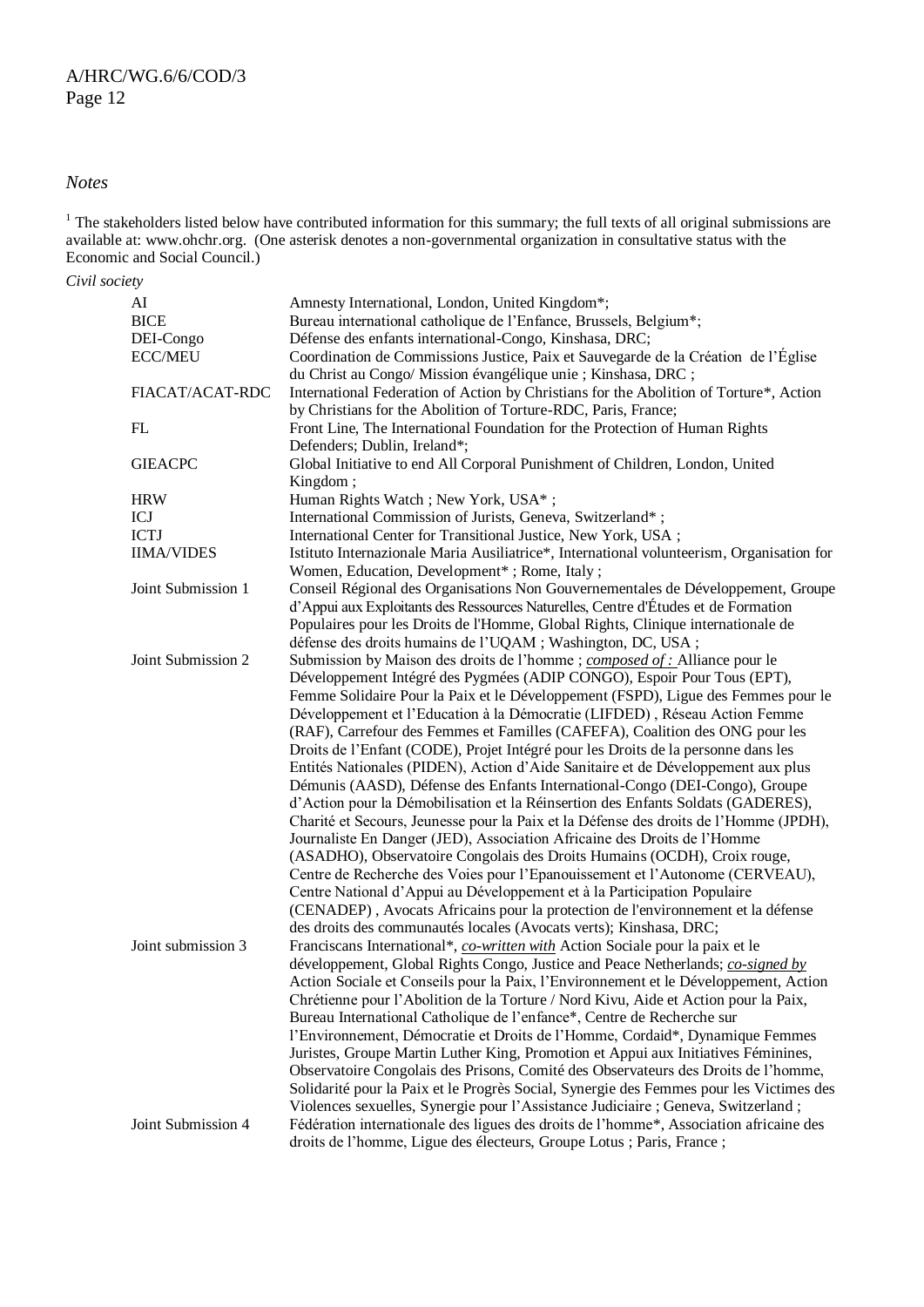*Notes*

[1] The stakeholders listed below have contributed information for this summary; the full texts of all original submissions are available at: www.ohchr.org. (One asterisk denotes a non-governmental organization in consultative status with the Economic and Social Council.)

*Civil society*

| | |
|---|---|
| AI | Amnesty International, London, United Kingdom*; |
| BICE | Bureau international catholique de l'Enfance, Brussels, Belgium*; |
| DEI-Congo | Défense des enfants international-Congo, Kinshasa, DRC; |
| ECC/MEU | Coordination de Commissions Justice, Paix et Sauvegarde de la Création de l'Église du Christ au Congo/ Mission évangélique unie ; Kinshasa, DRC ; |
| FIACAT/ACAT-RDC | International Federation of Action by Christians for the Abolition of Torture*, Action by Christians for the Abolition of Torture-RDC, Paris, France; |
| FL | Front Line, The International Foundation for the Protection of Human Rights Defenders; Dublin, Ireland*; |
| GIEACPC | Global Initiative to end All Corporal Punishment of Children, London, United Kingdom ; |
| HRW | Human Rights Watch ; New York, USA* ; |
| ICJ | International Commission of Jurists, Geneva, Switzerland* ; |
| ICTJ | International Center for Transitional Justice, New York, USA ; |
| IIMA/VIDES | Istituto Internazionale Maria Ausiliatrice*, International volunteerism, Organisation for Women, Education, Development* ; Rome, Italy ; |
| Joint Submission 1 | Conseil Régional des Organisations Non Gouvernementales de Développement, Groupe d'Appui aux Exploitants des Ressources Naturelles, Centre d'Études et de Formation Populaires pour les Droits de l'Homme, Global Rights, Clinique internationale de défense des droits humains de l'UQAM ; Washington, DC, USA ; |
| Joint Submission 2 | Submission by Maison des droits de l'homme ; ***composed of :*** Alliance pour le Développement Intégré des Pygmées (ADIP CONGO), Espoir Pour Tous (EPT), Femme Solidaire Pour la Paix et le Développement (FSPD), Ligue des Femmes pour le Développement et l'Education à la Démocratie (LIFDED) , Réseau Action Femme (RAF), Carrefour des Femmes et Familles (CAFEFA), Coalition des ONG pour les Droits de l'Enfant (CODE), Projet Intégré pour les Droits de la personne dans les Entités Nationales (PIDEN), Action d'Aide Sanitaire et de Développement aux plus Démunis (AASD), Défense des Enfants International-Congo (DEI-Congo), Groupe d'Action pour la Démobilisation et la Réinsertion des Enfants Soldats (GADERES), Charité et Secours, Jeunesse pour la Paix et la Défense des droits de l'Homme (JPDH), Journaliste En Danger (JED), Association Africaine des Droits de l'Homme (ASADHO), Observatoire Congolais des Droits Humains (OCDH), Croix rouge, Centre de Recherche des Voies pour l'Epanouissement et l'Autonome (CERVEAU), Centre National d'Appui au Développement et à la Participation Populaire (CENADEP) , Avocats Africains pour la protection de l'environnement et la défense des droits des communautés locales (Avocats verts); Kinshasa, DRC; |
| Joint submission 3 | Franciscans International*, ***co-written with*** Action Sociale pour la paix et le développement, Global Rights Congo, Justice and Peace Netherlands; ***co-signed by*** Action Sociale et Conseils pour la Paix, l'Environnement et le Développement, Action Chrétienne pour l'Abolition de la Torture / Nord Kivu, Aide et Action pour la Paix, Bureau International Catholique de l'enfance*, Centre de Recherche sur l'Environnement, Démocratie et Droits de l'Homme, Cordaid*, Dynamique Femmes Juristes, Groupe Martin Luther King, Promotion et Appui aux Initiatives Féminines, Observatoire Congolais des Prisons, Comité des Observateurs des Droits de l'homme, Solidarité pour la Paix et le Progrès Social, Synergie des Femmes pour les Victimes des Violences sexuelles, Synergie pour l'Assistance Judiciaire ; Geneva, Switzerland ; |
| Joint Submission 4 | Fédération internationale des ligues des droits de l'homme*, Association africaine des droits de l'homme, Ligue des électeurs, Groupe Lotus ; Paris, France ; |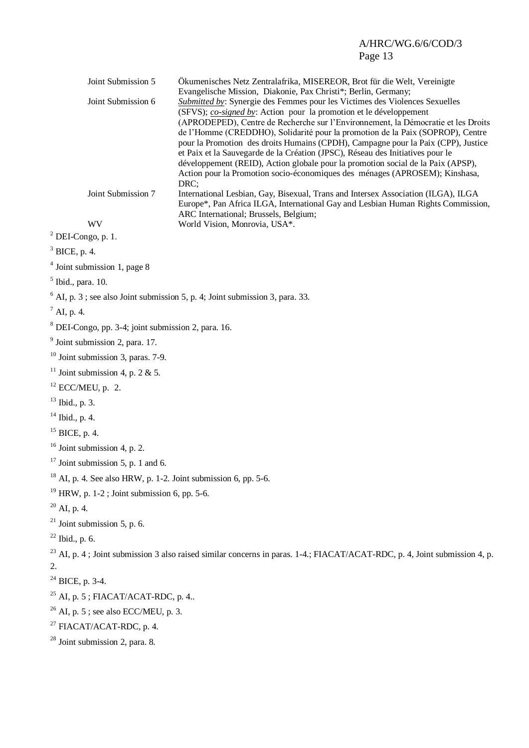| | |
|---|---|
| Joint Submission 5 | Ökumenisches Netz Zentralafrika, MISEREOR, Brot für die Welt, Vereinigte Evangelische Mission, Diakonie, Pax Christi*; Berlin, Germany; |
| Joint Submission 6 | *<u>Submitted by</u>*: Synergie des Femmes pour les Victimes des Violences Sexuelles (SFVS); *<u>co-signed by</u>*: Action pour la promotion et le développement (APRODEPED), Centre de Recherche sur l'Environnement, la Démocratie et les Droits de l'Homme (CREDDHO), Solidarité pour la promotion de la Paix (SOPROP), Centre pour la Promotion des droits Humains (CPDH), Campagne pour la Paix (CPP), Justice et Paix et la Sauvegarde de la Création (JPSC), Réseau des Initiatives pour le développement (REID), Action globale pour la promotion social de la Paix (APSP), Action pour la Promotion socio-économiques des ménages (APROSEM); Kinshasa, DRC; |
| Joint Submission 7 | International Lesbian, Gay, Bisexual, Trans and Intersex Association (ILGA), ILGA Europe*, Pan Africa ILGA, International Gay and Lesbian Human Rights Commission, ARC International; Brussels, Belgium; |
| WV | World Vision, Monrovia, USA*. |

[2] DEI-Congo, p. 1.

[3] BICE, p. 4.

[4] Joint submission 1, page 8

[5] Ibid., para. 10.

[6] AI, p. 3 ; see also Joint submission 5, p. 4; Joint submission 3, para. 33.

[7] AI, p. 4.

[8] DEI-Congo, pp. 3-4; joint submission 2, para. 16.

[9] Joint submission 2, para. 17.

[10] Joint submission 3, paras. 7-9.

[11] Joint submission 4, p. 2 & 5.

[12] ECC/MEU, p. 2.

[13] Ibid., p. 3.

[14] Ibid., p. 4.

[15] BICE, p. 4.

[16] Joint submission 4, p. 2.

[17] Joint submission 5, p. 1 and 6.

[18] AI, p. 4. See also HRW, p. 1-2. Joint submission 6, pp. 5-6.

[19] HRW, p. 1-2 ; Joint submission 6, pp. 5-6.

[20] AI, p. 4.

[21] Joint submission 5, p. 6.

[22] Ibid., p. 6.

[23] AI, p. 4 ; Joint submission 3 also raised similar concerns in paras. 1-4.; FIACAT/ACAT-RDC, p. 4, Joint submission 4, p. 2.

[24] BICE, p. 3-4.

[25] AI, p. 5 ; FIACAT/ACAT-RDC, p. 4..

[26] AI, p. 5 ; see also ECC/MEU, p. 3.

[27] FIACAT/ACAT-RDC, p. 4.

[28] Joint submission 2, para. 8.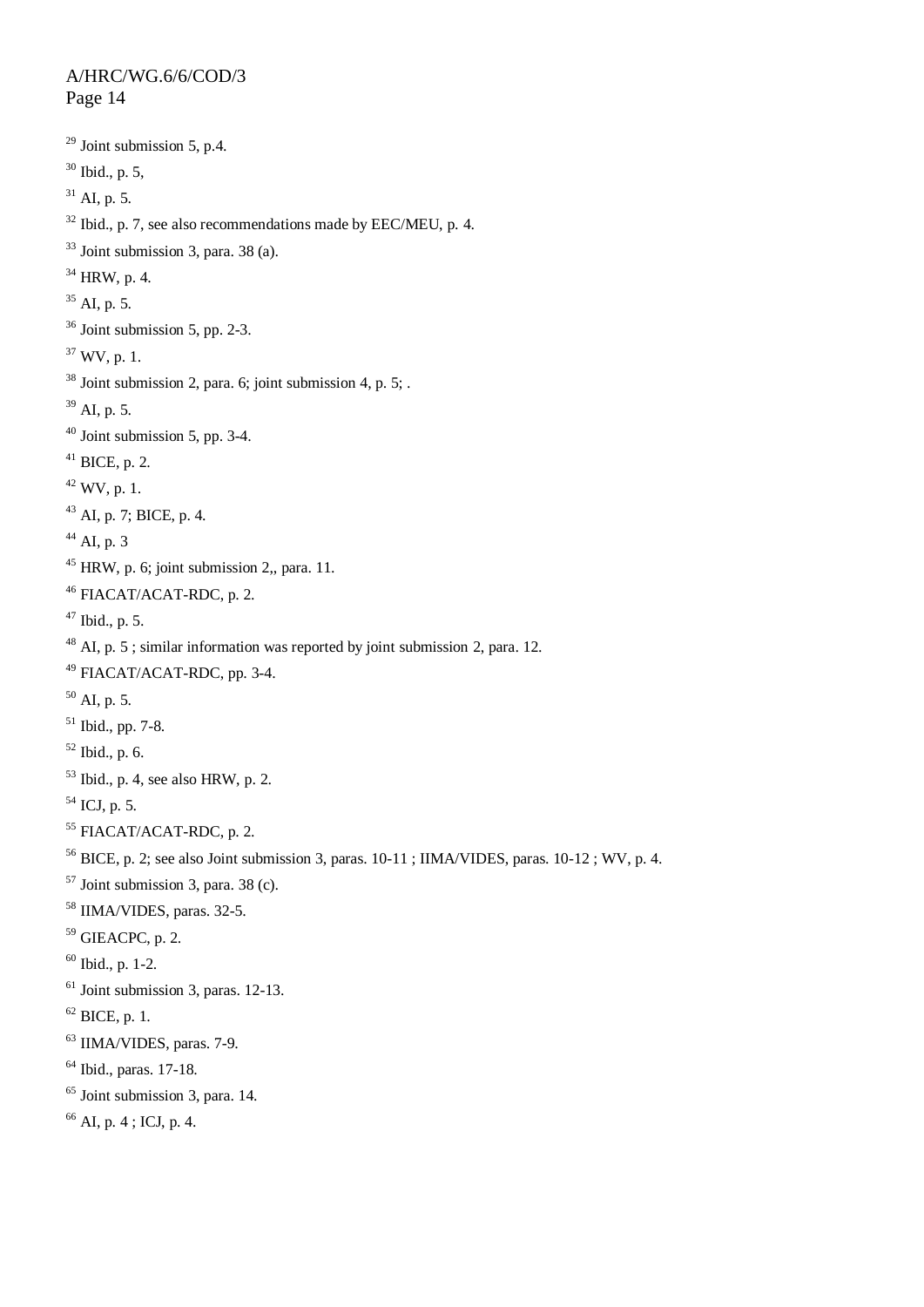[29] Joint submission 5, p.4.

[30] Ibid., p. 5,

[31] AI, p. 5.

[32] Ibid., p. 7, see also recommendations made by EEC/MEU, p. 4.

[33] Joint submission 3, para. 38 (a).

[34] HRW, p. 4.

[35] AI, p. 5.

[36] Joint submission 5, pp. 2-3.

[37] WV, p. 1.

[38] Joint submission 2, para. 6; joint submission 4, p. 5; .

[39] AI, p. 5.

[40] Joint submission 5, pp. 3-4.

[41] BICE, p. 2.

[42] WV, p. 1.

[43] AI, p. 7; BICE, p. 4.

[44] AI, p. 3

[45] HRW, p. 6; joint submission 2,, para. 11.

[46] FIACAT/ACAT-RDC, p. 2.

[47] Ibid., p. 5.

[48] AI, p. 5 ; similar information was reported by joint submission 2, para. 12.

[49] FIACAT/ACAT-RDC, pp. 3-4.

[50] AI, p. 5.

[51] Ibid., pp. 7-8.

[52] Ibid., p. 6.

[53] Ibid., p. 4, see also HRW, p. 2.

[54] ICJ, p. 5.

[55] FIACAT/ACAT-RDC, p. 2.

[56] BICE, p. 2; see also Joint submission 3, paras. 10-11 ; IIMA/VIDES, paras. 10-12 ; WV, p. 4.

[57] Joint submission 3, para. 38 (c).

[58] IIMA/VIDES, paras. 32-5.

[59] GIEACPC, p. 2.

[60] Ibid., p. 1-2.

[61] Joint submission 3, paras. 12-13.

[62] BICE, p. 1.

[63] IIMA/VIDES, paras. 7-9.

[64] Ibid., paras. 17-18.

[65] Joint submission 3, para. 14.

[66] AI, p. 4 ; ICJ, p. 4.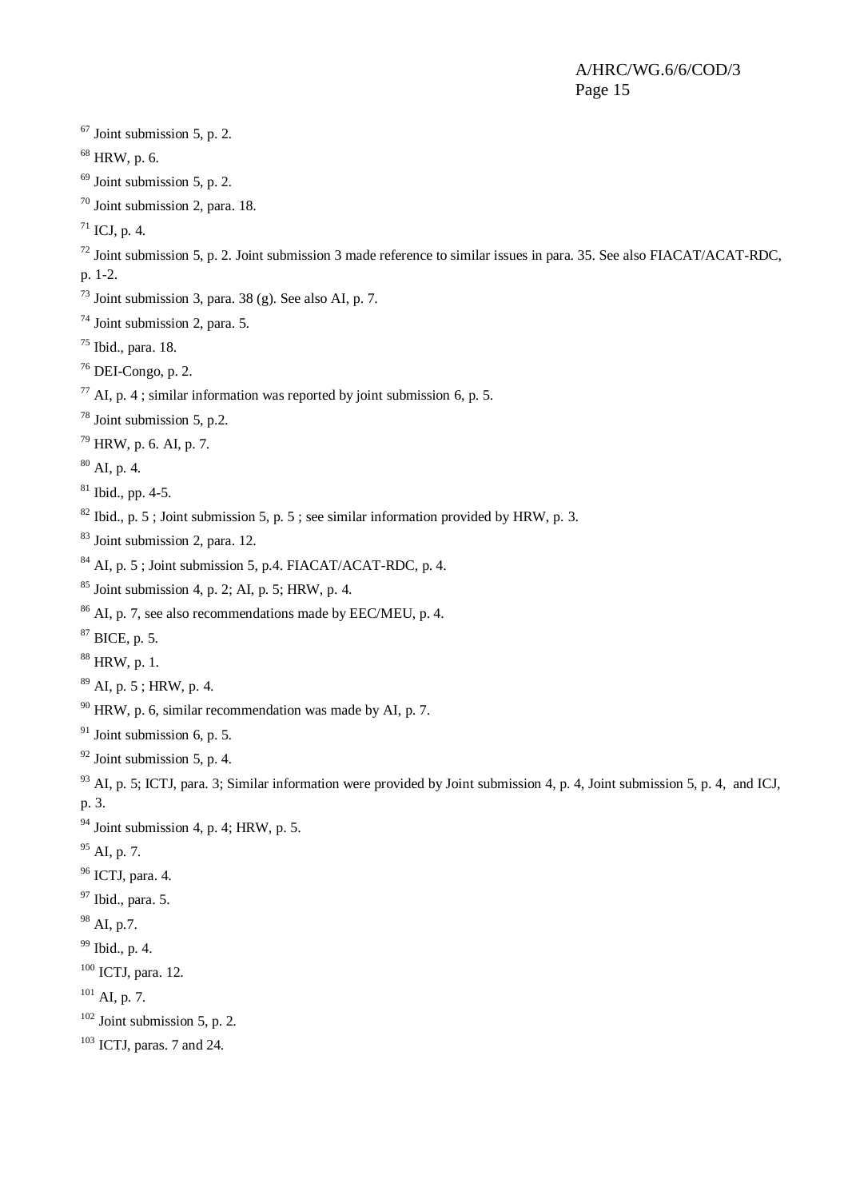[67] Joint submission 5, p. 2.

[68] HRW, p. 6.

[69] Joint submission 5, p. 2.

[70] Joint submission 2, para. 18.

[71] ICJ, p. 4.

[72] Joint submission 5, p. 2. Joint submission 3 made reference to similar issues in para. 35. See also FIACAT/ACAT-RDC, p. 1-2.

[73] Joint submission 3, para. 38 (g). See also AI, p. 7.

[74] Joint submission 2, para. 5.

[75] Ibid., para. 18.

[76] DEI-Congo, p. 2.

[77] AI, p. 4 ; similar information was reported by joint submission 6, p. 5.

[78] Joint submission 5, p.2.

[79] HRW, p. 6. AI, p. 7.

[80] AI, p. 4.

[81] Ibid., pp. 4-5.

[82] Ibid., p. 5 ; Joint submission 5, p. 5 ; see similar information provided by HRW, p. 3.

[83] Joint submission 2, para. 12.

[84] AI, p. 5 ; Joint submission 5, p.4. FIACAT/ACAT-RDC, p. 4.

[85] Joint submission 4, p. 2; AI, p. 5; HRW, p. 4.

[86] AI, p. 7, see also recommendations made by EEC/MEU, p. 4.

[87] BICE, p. 5.

[88] HRW, p. 1.

[89] AI, p. 5 ; HRW, p. 4.

[90] HRW, p. 6, similar recommendation was made by AI, p. 7.

[91] Joint submission 6, p. 5.

[92] Joint submission 5, p. 4.

[93] AI, p. 5; ICTJ, para. 3; Similar information were provided by Joint submission 4, p. 4, Joint submission 5, p. 4, and ICJ, p. 3.

[94] Joint submission 4, p. 4; HRW, p. 5.

[95] AI, p. 7.

[96] ICTJ, para. 4.

[97] Ibid., para. 5.

[98] AI, p.7.

[99] Ibid., p. 4.

[100] ICTJ, para. 12.

[101] AI, p. 7.

[102] Joint submission 5, p. 2.

[103] ICTJ, paras. 7 and 24.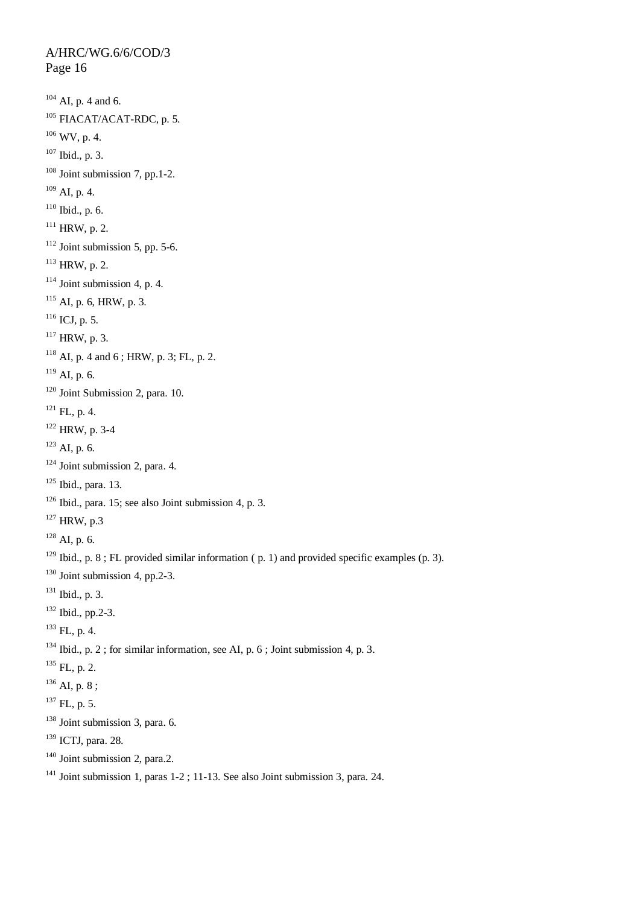[104] AI, p. 4 and 6.

[105] FIACAT/ACAT-RDC, p. 5.

[106] WV, p. 4.

[107] Ibid., p. 3.

[108] Joint submission 7, pp.1-2.

[109] AI, p. 4.

[110] Ibid., p. 6.

[111] HRW, p. 2.

[112] Joint submission 5, pp. 5-6.

[113] HRW, p. 2.

[114] Joint submission 4, p. 4.

[115] AI, p. 6, HRW, p. 3.

[116] ICJ, p. 5.

[117] HRW, p. 3.

[118] AI, p. 4 and 6 ; HRW, p. 3; FL, p. 2.

[119] AI, p. 6.

[120] Joint Submission 2, para. 10.

[121] FL, p. 4.

[122] HRW, p. 3-4

[123] AI, p. 6.

[124] Joint submission 2, para. 4.

[125] Ibid., para. 13.

[126] Ibid., para. 15; see also Joint submission 4, p. 3.

[127] HRW, p.3

[128] AI, p. 6.

[129] Ibid., p. 8 ; FL provided similar information ( p. 1) and provided specific examples (p. 3).

[130] Joint submission 4, pp.2-3.

[131] Ibid., p. 3.

[132] Ibid., pp.2-3.

[133] FL, p. 4.

[134] Ibid., p. 2 ; for similar information, see AI, p. 6 ; Joint submission 4, p. 3.

[135] FL, p. 2.

[136] AI, p. 8 ;

[137] FL, p. 5.

[138] Joint submission 3, para. 6.

[139] ICTJ, para. 28.

[140] Joint submission 2, para.2.

[141] Joint submission 1, paras 1-2 ; 11-13. See also Joint submission 3, para. 24.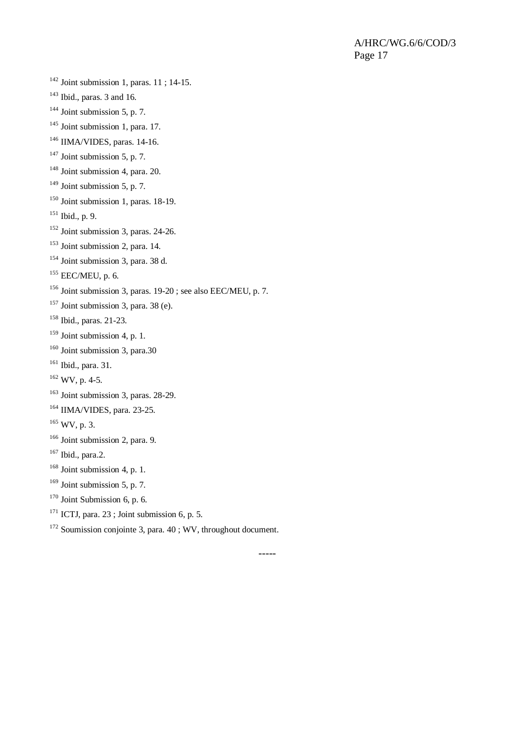[142] Joint submission 1, paras. 11 ; 14-15.

[143] Ibid., paras. 3 and 16.

[144] Joint submission 5, p. 7.

[145] Joint submission 1, para. 17.

[146] IIMA/VIDES, paras. 14-16.

[147] Joint submission 5, p. 7.

[148] Joint submission 4, para. 20.

[149] Joint submission 5, p. 7.

[150] Joint submission 1, paras. 18-19.

[151] Ibid., p. 9.

[152] Joint submission 3, paras. 24-26.

[153] Joint submission 2, para. 14.

[154] Joint submission 3, para. 38 d.

[155] EEC/MEU, p. 6.

[156] Joint submission 3, paras. 19-20 ; see also EEC/MEU, p. 7.

[157] Joint submission 3, para. 38 (e).

[158] Ibid., paras. 21-23.

[159] Joint submission 4, p. 1.

[160] Joint submission 3, para.30

[161] Ibid., para. 31.

[162] WV, p. 4-5.

[163] Joint submission 3, paras. 28-29.

[164] IIMA/VIDES, para. 23-25.

[165] WV, p. 3.

[166] Joint submission 2, para. 9.

[167] Ibid., para.2.

[168] Joint submission 4, p. 1.

[169] Joint submission 5, p. 7.

[170] Joint Submission 6, p. 6.

[171] ICTJ, para. 23 ; Joint submission 6, p. 5.

[172] Soumission conjointe 3, para. 40 ; WV, throughout document.

-----